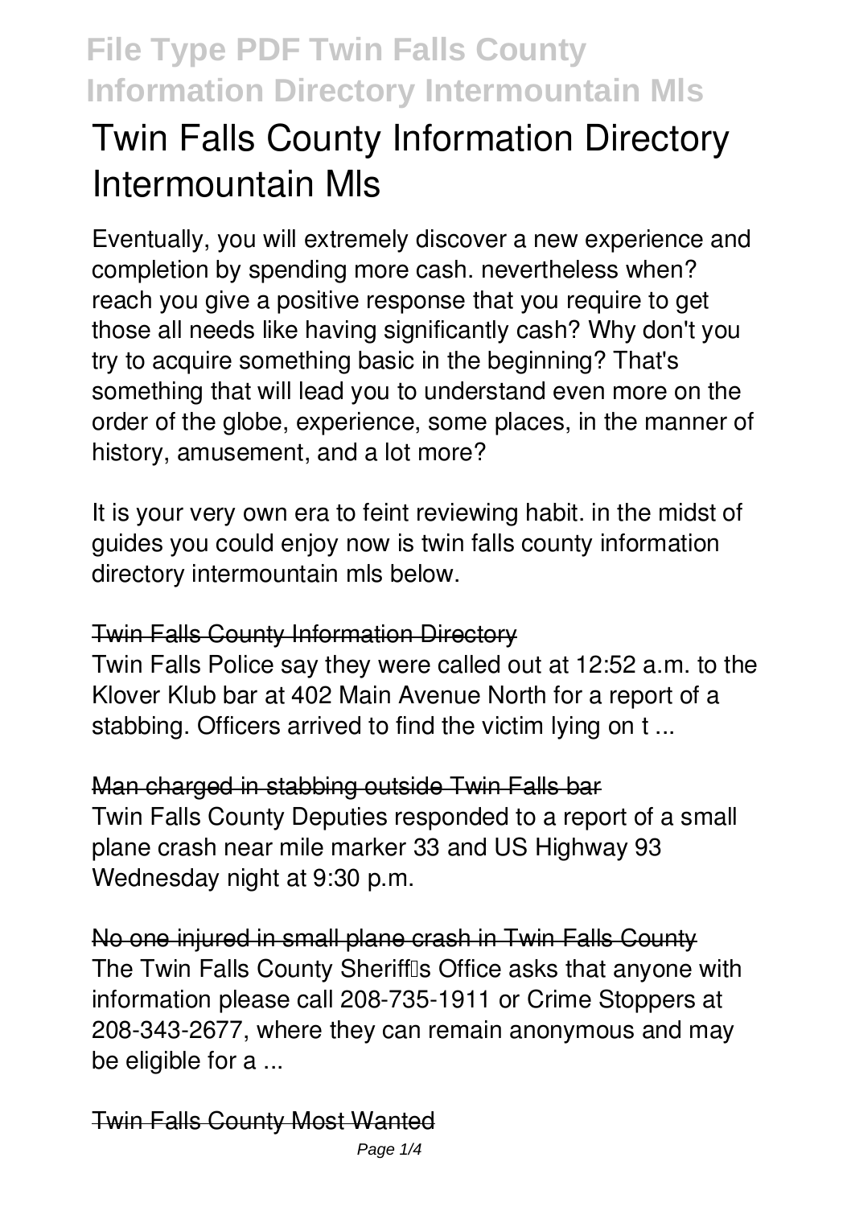# Twin Falls County Information Directory Intermountain Mls

Eventually, you will extremely discover a new experience and completion by spending more cash. nevertheless when? reach you give a positive response that you require to get those all needs like having significantly cash? Why don't you try to acquire something basic in the beginning? That's something that will lead you to understand even more on the order of the globe, experience, some places, in the manner of history, amusement, and a lot more?

It is your very own era to feint reviewing habit. in the midst of guides you could enjoy now is twin falls county information directory intermountain mls below.

## Twin Falls County Information Directory

Twin Falls Police say they were called out at 12:52 a.m. to the Klover Klub bar at 402 Main Avenue North for a report of a stabbing. Officers arrived to find the victim lying on t ...

## Man charged in stabbing outside Twin Falls bar

Twin Falls County Deputies responded to a report of a small plane crash near mile marker 33 and US Highway 93 Wednesday night at 9:30 p.m.

## No one injured in small plane crash in Twin Falls County

The Twin Falls County Sheriff's Office asks that anyone with information please call 208-735-1911 or Crime Stoppers at 208-343-2677, where they can remain anonymous and may be eligible for a ...

## Twin Falls County Most Wanted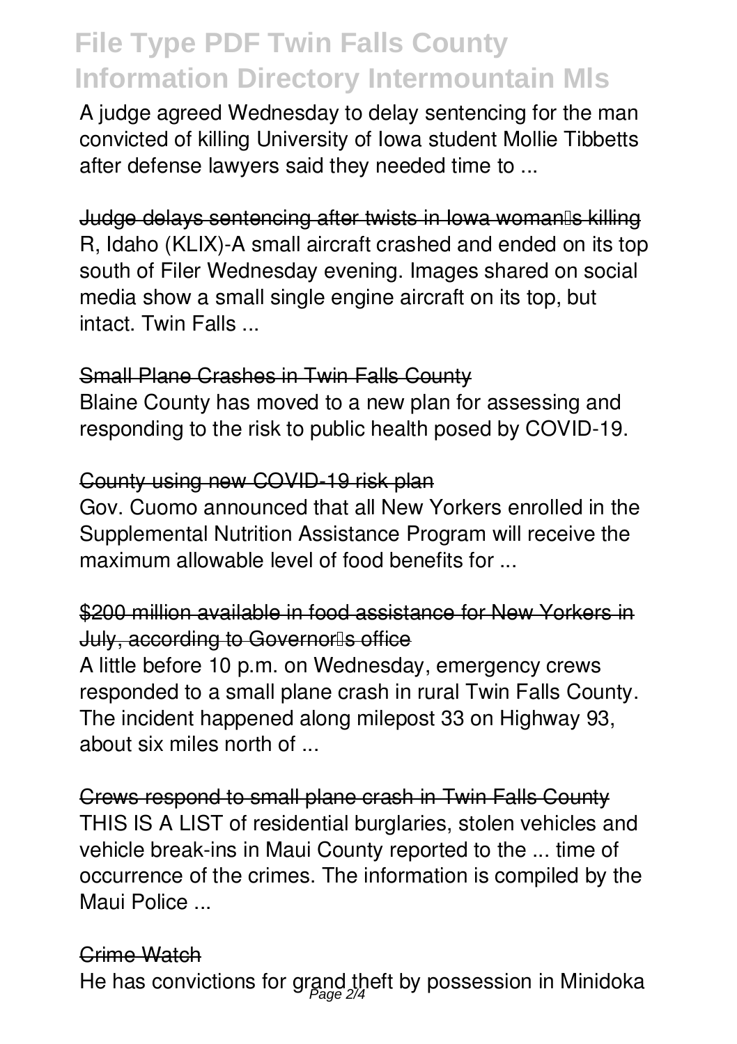A judge agreed Wednesday to delay sentencing for the man convicted of killing University of Iowa student Mollie Tibbetts after defense lawyers said they needed time to ...

## Judge delays sentencing after twists in Iowa woman's killing

R, Idaho (KLIX)-A small aircraft crashed and ended on its top south of Filer Wednesday evening. Images shared on social media show a small single engine aircraft on its top, but intact. Twin Falls ...

## Small Plane Crashes in Twin Falls County

Blaine County has moved to a new plan for assessing and responding to the risk to public health posed by COVID-19.

## County using new COVID-19 risk plan

Gov. Cuomo announced that all New Yorkers enrolled in the Supplemental Nutrition Assistance Program will receive the maximum allowable level of food benefits for ...

## $200 million available in food assistance for New Yorkers in July, according to Governor's office

A little before 10 p.m. on Wednesday, emergency crews responded to a small plane crash in rural Twin Falls County. The incident happened along milepost 33 on Highway 93, about six miles north of ...

## Crews respond to small plane crash in Twin Falls County

THIS IS A LIST of residential burglaries, stolen vehicles and vehicle break-ins in Maui County reported to the ... time of occurrence of the crimes. The information is compiled by the Maui Police ...

## Crime Watch

He has convictions for grand theft by possession in Minidoka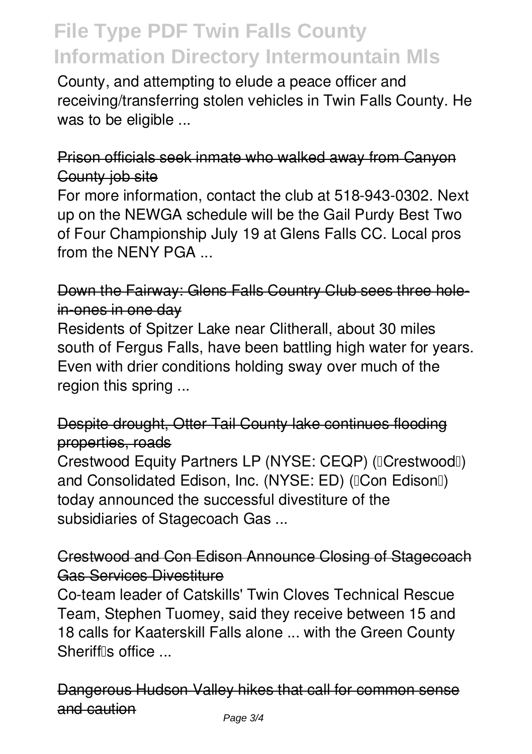County, and attempting to elude a peace officer and receiving/transferring stolen vehicles in Twin Falls County. He was to be eligible ...

## ~~Prison officials seek inmate who walked away from Canyon County job site~~

For more information, contact the club at 518-943-0302. Next up on the NEWGA schedule will be the Gail Purdy Best Two of Four Championship July 19 at Glens Falls CC. Local pros from the NENY PGA ...

## ~~Down the Fairway: Glens Falls Country Club sees three hole-in-ones in one day~~

Residents of Spitzer Lake near Clitherall, about 30 miles south of Fergus Falls, have been battling high water for years. Even with drier conditions holding sway over much of the region this spring ...

## ~~Despite drought, Otter Tail County lake continues flooding properties, roads~~

Crestwood Equity Partners LP (NYSE: CEQP) ("Crestwood") and Consolidated Edison, Inc. (NYSE: ED) ("Con Edison") today announced the successful divestiture of the subsidiaries of Stagecoach Gas ...

## ~~Crestwood and Con Edison Announce Closing of Stagecoach Gas Services Divestiture~~

Co-team leader of Catskills' Twin Cloves Technical Rescue Team, Stephen Tuomey, said they receive between 15 and 18 calls for Kaaterskill Falls alone ... with the Green County Sheriff's office ...

## ~~Dangerous Hudson Valley hikes that call for common sense and caution~~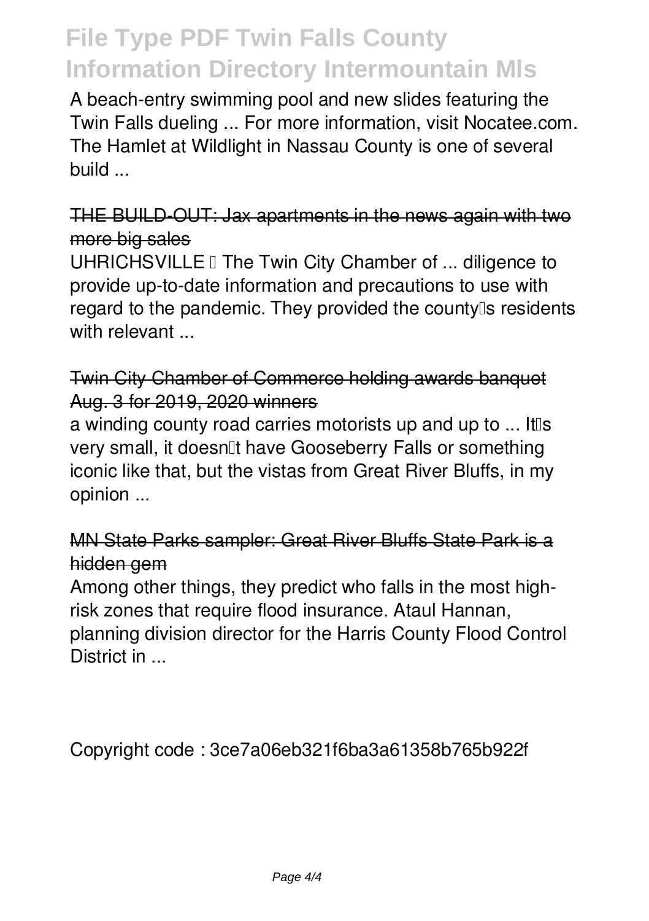A beach-entry swimming pool and new slides featuring the Twin Falls dueling ... For more information, visit Nocatee.com. The Hamlet at Wildlight in Nassau County is one of several build ...

## THE BUILD-OUT: Jax apartments in the news again with two more big sales

UHRICHSVILLE — The Twin City Chamber of ... diligence to provide up-to-date information and precautions to use with regard to the pandemic. They provided the county's residents with relevant ...

## Twin City Chamber of Commerce holding awards banquet Aug. 3 for 2019, 2020 winners

a winding county road carries motorists up and up to ... It's very small, it doesn't have Gooseberry Falls or something iconic like that, but the vistas from Great River Bluffs, in my opinion ...

## MN State Parks sampler: Great River Bluffs State Park is a hidden gem

Among other things, they predict who falls in the most high-risk zones that require flood insurance. Ataul Hannan, planning division director for the Harris County Flood Control District in ...

Copyright code : 3ce7a06eb321f6ba3a61358b765b922f